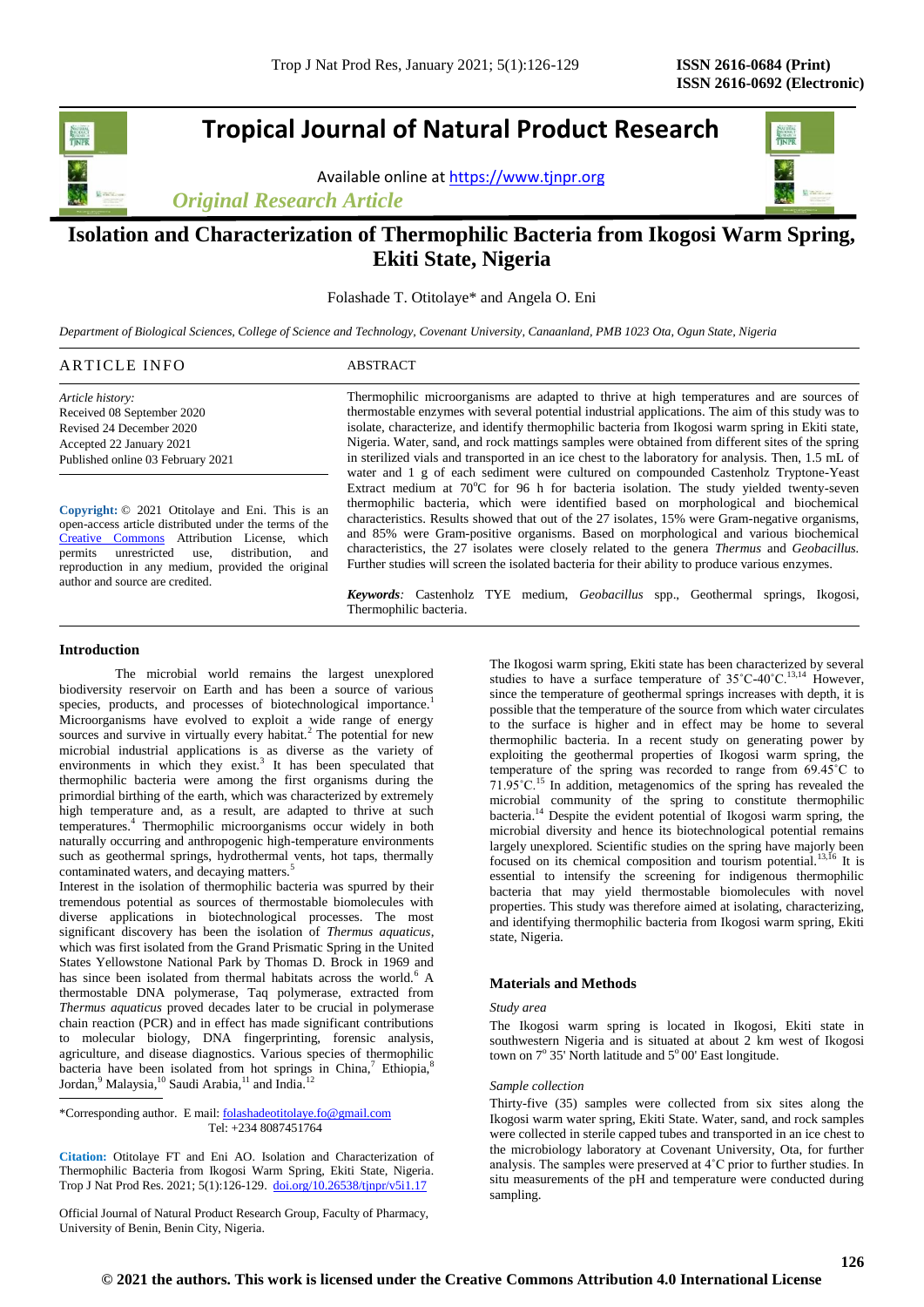# Isolation and Characterization of Thermophilic Bacteria from Ikogosi Warm Spring, Ekiti State, Nigeria

Folashade T. Otitolaye* and Angela O. Eni

*Department of Biological Sciences, College of Science and Technology, Covenant University, Canaanland, PMB 1023 Ota, Ogun State, Nigeria*

*Original Research Article*

## ARTICLE INFO

*Article history:*
Received 08 September 2020
Revised 24 December 2020
Accepted 22 January 2021
Published online 03 February 2021

**Copyright:** © 2021 Otitolaye and Eni. This is an open-access article distributed under the terms of the Creative Commons Attribution License, which permits unrestricted use, distribution, and reproduction in any medium, provided the original author and source are credited.

## ABSTRACT

Thermophilic microorganisms are adapted to thrive at high temperatures and are sources of thermostable enzymes with several potential industrial applications. The aim of this study was to isolate, characterize, and identify thermophilic bacteria from Ikogosi warm spring in Ekiti state, Nigeria. Water, sand, and rock mattings samples were obtained from different sites of the spring in sterilized vials and transported in an ice chest to the laboratory for analysis. Then, 1.5 mL of water and 1 g of each sediment were cultured on compounded Castenholz Tryptone-Yeast Extract medium at 70°C for 96 h for bacteria isolation. The study yielded twenty-seven thermophilic bacteria, which were identified based on morphological and biochemical characteristics. Results showed that out of the 27 isolates, 15% were Gram-negative organisms, and 85% were Gram-positive organisms. Based on morphological and various biochemical characteristics, the 27 isolates were closely related to the genera *Thermus* and *Geobacillus.* Further studies will screen the isolated bacteria for their ability to produce various enzymes.

***Keywords:*** Castenholz TYE medium, *Geobacillus* spp., Geothermal springs, Ikogosi, Thermophilic bacteria.

## Introduction

The microbial world remains the largest unexplored biodiversity reservoir on Earth and has been a source of various species, products, and processes of biotechnological importance.[1] Microorganisms have evolved to exploit a wide range of energy sources and survive in virtually every habitat.[2] The potential for new microbial industrial applications is as diverse as the variety of environments in which they exist.[3] It has been speculated that thermophilic bacteria were among the first organisms during the primordial birthing of the earth, which was characterized by extremely high temperature and, as a result, are adapted to thrive at such temperatures.[4] Thermophilic microorganisms occur widely in both naturally occurring and anthropogenic high-temperature environments such as geothermal springs, hydrothermal vents, hot taps, thermally contaminated waters, and decaying matters.[5]

Interest in the isolation of thermophilic bacteria was spurred by their tremendous potential as sources of thermostable biomolecules with diverse applications in biotechnological processes. The most significant discovery has been the isolation of *Thermus aquaticus*, which was first isolated from the Grand Prismatic Spring in the United States Yellowstone National Park by Thomas D. Brock in 1969 and has since been isolated from thermal habitats across the world.[6] A thermostable DNA polymerase, Taq polymerase, extracted from *Thermus aquaticus* proved decades later to be crucial in polymerase chain reaction (PCR) and in effect has made significant contributions to molecular biology, DNA fingerprinting, forensic analysis, agriculture, and disease diagnostics. Various species of thermophilic bacteria have been isolated from hot springs in China,[7] Ethiopia,[8] Jordan,[9] Malaysia,[10] Saudi Arabia,[11] and India.[12]

The Ikogosi warm spring, Ekiti state has been characterized by several studies to have a surface temperature of 35˚C-40˚C.[13,14] However, since the temperature of geothermal springs increases with depth, it is possible that the temperature of the source from which water circulates to the surface is higher and in effect may be home to several thermophilic bacteria. In a recent study on generating power by exploiting the geothermal properties of Ikogosi warm spring, the temperature of the spring was recorded to range from 69.45˚C to 71.95˚C.[15] In addition, metagenomics of the spring has revealed the microbial community of the spring to constitute thermophilic bacteria.[14] Despite the evident potential of Ikogosi warm spring, the microbial diversity and hence its biotechnological potential remains largely unexplored. Scientific studies on the spring have majorly been focused on its chemical composition and tourism potential.[13,16] It is essential to intensify the screening for indigenous thermophilic bacteria that may yield thermostable biomolecules with novel properties. This study was therefore aimed at isolating, characterizing, and identifying thermophilic bacteria from Ikogosi warm spring, Ekiti state, Nigeria.

## Materials and Methods

### *Study area*

The Ikogosi warm spring is located in Ikogosi, Ekiti state in southwestern Nigeria and is situated at about 2 km west of Ikogosi town on 7° 35' North latitude and 5° 00' East longitude.

### *Sample collection*

Thirty-five (35) samples were collected from six sites along the Ikogosi warm water spring, Ekiti State. Water, sand, and rock samples were collected in sterile capped tubes and transported in an ice chest to the microbiology laboratory at Covenant University, Ota, for further analysis. The samples were preserved at 4˚C prior to further studies. In situ measurements of the pH and temperature were conducted during sampling.

\*Corresponding author. E mail: folashadeotitolaye.fo@gmail.com
Tel: +234 8087451764

**Citation:** Otitolaye FT and Eni AO. Isolation and Characterization of Thermophilic Bacteria from Ikogosi Warm Spring, Ekiti State, Nigeria. Trop J Nat Prod Res. 2021; 5(1):126-129. doi.org/10.26538/tjnpr/v5i1.17

Official Journal of Natural Product Research Group, Faculty of Pharmacy, University of Benin, Benin City, Nigeria.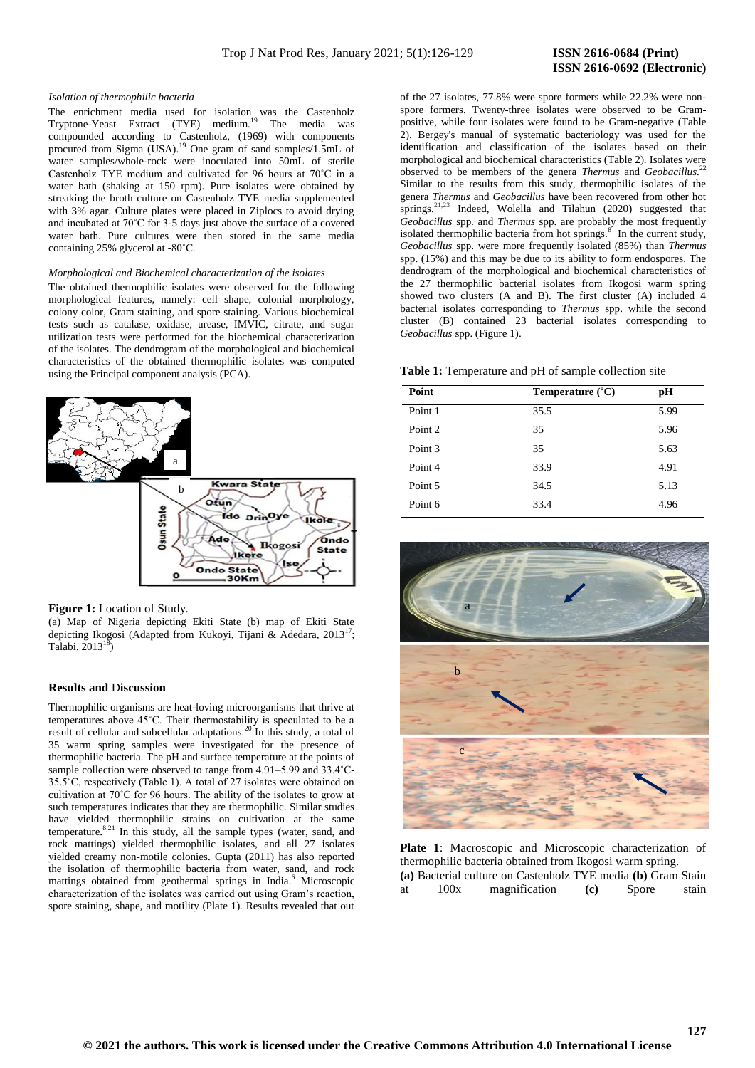### *Isolation of thermophilic bacteria*

The enrichment media used for isolation was the Castenholz Tryptone-Yeast Extract (TYE) medium.[19] The media was compounded according to Castenholz, (1969) with components procured from Sigma (USA).[19] One gram of sand samples/1.5mL of water samples/whole-rock were inoculated into 50mL of sterile Castenholz TYE medium and cultivated for 96 hours at 70˚C in a water bath (shaking at 150 rpm). Pure isolates were obtained by streaking the broth culture on Castenholz TYE media supplemented with 3% agar. Culture plates were placed in Ziplocs to avoid drying and incubated at 70˚C for 3-5 days just above the surface of a covered water bath. Pure cultures were then stored in the same media containing 25% glycerol at -80˚C.

### *Morphological and Biochemical characterization of the isolates*

The obtained thermophilic isolates were observed for the following morphological features, namely: cell shape, colonial morphology, colony color, Gram staining, and spore staining. Various biochemical tests such as catalase, oxidase, urease, IMViC, citrate, and sugar utilization tests were performed for the biochemical characterization of the isolates. The dendrogram of the morphological and biochemical characteristics of the obtained thermophilic isolates was computed using the Principal component analysis (PCA).

**Figure 1:** Location of Study.
(a) Map of Nigeria depicting Ekiti State (b) map of Ekiti State depicting Ikogosi (Adapted from Kukoyi, Tijani & Adedara, 2013[17]; Talabi, 2013[18])

## Results and Discussion

Thermophilic organisms are heat-loving microorganisms that thrive at temperatures above 45˚C. Their thermostability is speculated to be a result of cellular and subcellular adaptations.[20] In this study, a total of 35 warm spring samples were investigated for the presence of thermophilic bacteria. The pH and surface temperature at the points of sample collection were observed to range from 4.91–5.99 and 33.4˚C-35.5˚C, respectively (Table 1). A total of 27 isolates were obtained on cultivation at 70˚C for 96 hours. The ability of the isolates to grow at such temperatures indicates that they are thermophilic. Similar studies have yielded thermophilic strains on cultivation at the same temperature.[8,21] In this study, all the sample types (water, sand, and rock mattings) yielded thermophilic isolates, and all 27 isolates yielded creamy non-motile colonies. Gupta (2011) has also reported the isolation of thermophilic bacteria from water, sand, and rock mattings obtained from geothermal springs in India.[6] Microscopic characterization of the isolates was carried out using Gram's reaction, spore staining, shape, and motility (Plate 1). Results revealed that out of the 27 isolates, 77.8% were spore formers while 22.2% were non-spore formers. Twenty-three isolates were observed to be Gram-positive, while four isolates were found to be Gram-negative (Table 2). Bergey's manual of systematic bacteriology was used for the identification and classification of the isolates based on their morphological and biochemical characteristics (Table 2). Isolates were observed to be members of the genera *Thermus* and *Geobacillus*.[22] Similar to the results from this study, thermophilic isolates of the genera *Thermus* and *Geobacillus* have been recovered from other hot springs.[21,23] Indeed, Wolella and Tilahun (2020) suggested that *Geobacillus* spp. and *Thermus* spp. are probably the most frequently isolated thermophilic bacteria from hot springs.[8] In the current study, *Geobacillus* spp. were more frequently isolated (85%) than *Thermus* spp. (15%) and this may be due to its ability to form endospores. The dendrogram of the morphological and biochemical characteristics of the 27 thermophilic bacterial isolates from Ikogosi warm spring showed two clusters (A and B). The first cluster (A) included 4 bacterial isolates corresponding to *Thermus* spp. while the second cluster (B) contained 23 bacterial isolates corresponding to *Geobacillus* spp. (Figure 1).

**Table 1:** Temperature and pH of sample collection site

| Point | Temperature (°C) | pH |
|---|---|---|
| Point 1 | 35.5 | 5.99 |
| Point 2 | 35 | 5.96 |
| Point 3 | 35 | 5.63 |
| Point 4 | 33.9 | 4.91 |
| Point 5 | 34.5 | 5.13 |
| Point 6 | 33.4 | 4.96 |

**Plate 1**: Macroscopic and Microscopic characterization of thermophilic bacteria obtained from Ikogosi warm spring.
**(a)** Bacterial culture on Castenholz TYE media **(b)** Gram Stain at 100x magnification **(c)** Spore stain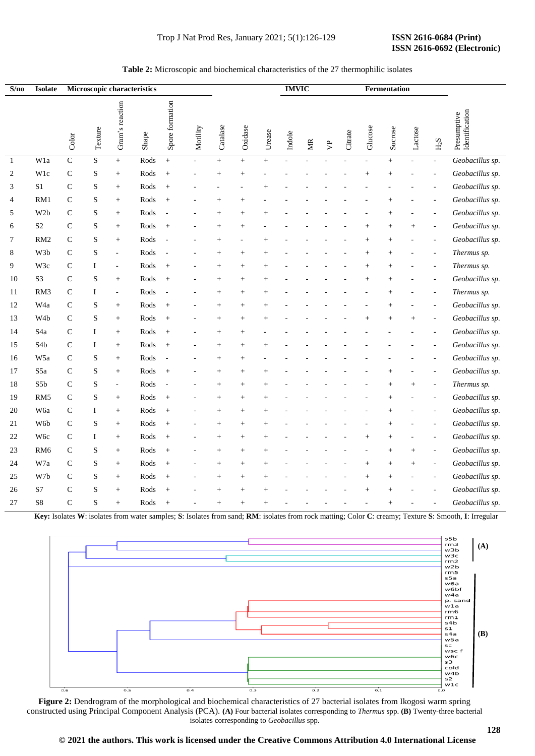**Table 2:** Microscopic and biochemical characteristics of the 27 thermophilic isolates

| S/no | Isolate | Microscopic characteristics | | | | | | | | | IMVIC | | | | Fermentation | | | | |
|---|---|---|---|---|---|---|---|---|---|---|---|---|---|---|---|---|---|---|---|
| | | Color | Texture | Gram's reaction | Shape | Spore formation | Motility | Catalase | Oxidase | Urease | Indole | MR | VP | Citrate | Glucose | Sucrose | Lactose | $H_2S$ | Presumptive Identification |
| 1 | W1a | C | S | + | Rods | + | - | + | + | + | - | - | - | - | - | + | - | - | *Geobacillus sp.* |
| 2 | W1c | C | S | + | Rods | + | - | + | + | - | - | - | - | - | + | + | - | - | *Geobacillus sp.* |
| 3 | S1 | C | S | + | Rods | + | - | - | - | + | - | - | - | - | - | - | - | - | *Geobacillus sp.* |
| 4 | RM1 | C | S | + | Rods | + | - | + | + | - | - | - | - | - | - | + | - | - | *Geobacillus sp.* |
| 5 | W2b | C | S | + | Rods | - | - | + | + | + | - | - | - | - | - | + | - | - | *Geobacillus sp.* |
| 6 | S2 | C | S | + | Rods | + | - | + | + | - | - | - | - | - | + | + | + | - | *Geobacillus sp.* |
| 7 | RM2 | C | S | + | Rods | - | - | + | - | + | - | - | - | - | + | + | - | - | *Geobacillus sp.* |
| 8 | W3b | C | S | - | Rods | - | - | + | + | + | - | - | - | - | + | + | - | - | *Thermus sp.* |
| 9 | W3c | C | I | - | Rods | + | - | + | + | + | - | - | - | - | + | + | - | - | *Thermus sp.* |
| 10 | S3 | C | S | + | Rods | + | - | + | + | + | - | - | - | - | + | + | - | - | *Geobacillus sp.* |
| 11 | RM3 | C | I | - | Rods | - | - | + | + | + | - | - | - | - | - | + | - | - | *Thermus sp.* |
| 12 | W4a | C | S | + | Rods | + | - | + | + | + | - | - | - | - | - | + | - | - | *Geobacillus sp.* |
| 13 | W4b | C | S | + | Rods | + | - | + | + | + | - | - | - | - | + | + | + | - | *Geobacillus sp.* |
| 14 | S4a | C | I | + | Rods | + | - | + | + | - | - | - | - | - | - | - | - | - | *Geobacillus sp.* |
| 15 | S4b | C | I | + | Rods | + | - | + | + | + | - | - | - | - | - | - | - | - | *Geobacillus sp.* |
| 16 | W5a | C | S | + | Rods | - | - | + | + | - | - | - | - | - | - | - | - | - | *Geobacillus sp.* |
| 17 | S5a | C | S | + | Rods | + | - | + | + | + | - | - | - | - | - | + | - | - | *Geobacillus sp.* |
| 18 | S5b | C | S | - | Rods | - | - | + | + | + | - | - | - | - | - | + | + | - | *Thermus sp.* |
| 19 | RM5 | C | S | + | Rods | + | - | + | + | + | - | - | - | - | - | + | - | - | *Geobacillus sp.* |
| 20 | W6a | C | I | + | Rods | + | - | + | + | + | - | - | - | - | - | + | - | - | *Geobacillus sp.* |
| 21 | W6b | C | S | + | Rods | + | - | + | + | + | - | - | - | - | - | + | - | - | *Geobacillus sp.* |
| 22 | W6c | C | I | + | Rods | + | - | + | + | + | - | - | - | - | + | + | - | - | *Geobacillus sp.* |
| 23 | RM6 | C | S | + | Rods | + | - | + | + | + | - | - | - | - | - | + | + | - | *Geobacillus sp.* |
| 24 | W7a | C | S | + | Rods | + | - | + | + | + | - | - | - | - | + | + | + | - | *Geobacillus sp.* |
| 25 | W7b | C | S | + | Rods | + | - | + | + | + | - | - | - | - | + | + | - | - | *Geobacillus sp.* |
| 26 | S7 | C | S | + | Rods | + | - | + | + | + | - | - | - | - | + | + | - | - | *Geobacillus sp.* |
| 27 | S8 | C | S | + | Rods | + | - | + | + | + | - | - | - | - | - | + | - | - | *Geobacillus sp.* |

**Key:** Isolates **W**: isolates from water samples; **S**: Isolates from sand; **RM**: isolates from rock matting; Color **C**: creamy; Texture **S**: Smooth, **I**: Irregular

**Figure 2:** Dendrogram of the morphological and biochemical characteristics of 27 bacterial isolates from Ikogosi warm spring constructed using Principal Component Analysis (PCA). **(A)** Four bacterial isolates corresponding to *Thermus* spp. **(B)** Twenty-three bacterial isolates corresponding to *Geobacillus* spp.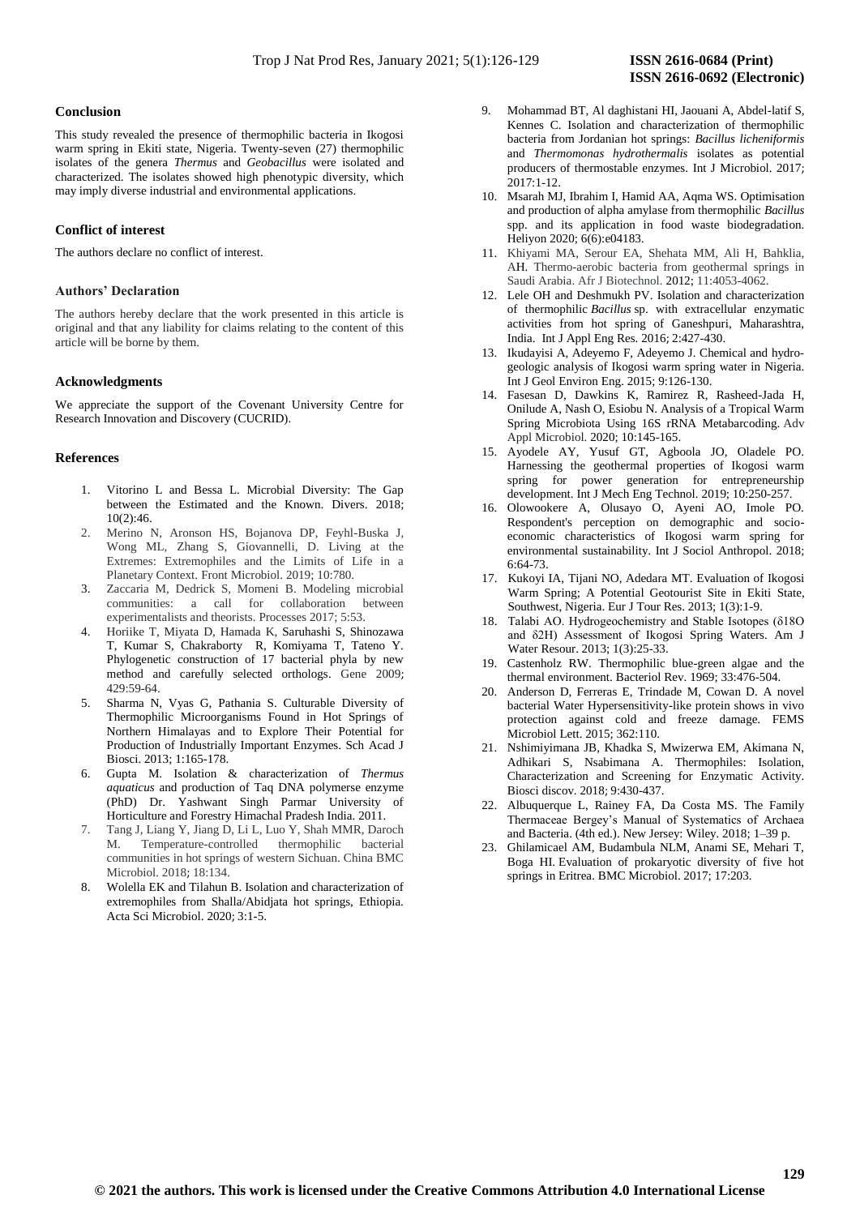## Conclusion

This study revealed the presence of thermophilic bacteria in Ikogosi warm spring in Ekiti state, Nigeria. Twenty-seven (27) thermophilic isolates of the genera *Thermus* and *Geobacillus* were isolated and characterized. The isolates showed high phenotypic diversity, which may imply diverse industrial and environmental applications.

## Conflict of interest

The authors declare no conflict of interest.

## Authors' Declaration

The authors hereby declare that the work presented in this article is original and that any liability for claims relating to the content of this article will be borne by them.

## Acknowledgments

We appreciate the support of the Covenant University Centre for Research Innovation and Discovery (CUCRID).

## References

1. Vitorino L and Bessa L. Microbial Diversity: The Gap between the Estimated and the Known. Divers. 2018; 10(2):46.
2. Merino N, Aronson HS, Bojanova DP, Feyhl-Buska J, Wong ML, Zhang S, Giovannelli, D. Living at the Extremes: Extremophiles and the Limits of Life in a Planetary Context. Front Microbiol. 2019; 10:780.
3. Zaccaria M, Dedrick S, Momeni B. Modeling microbial communities: a call for collaboration between experimentalists and theorists. Processes 2017; 5:53.
4. Horiike T, Miyata D, Hamada K, Saruhashi S, Shinozawa T, Kumar S, Chakraborty R, Komiyama T, Tateno Y. Phylogenetic construction of 17 bacterial phyla by new method and carefully selected orthologs. Gene 2009; 429:59-64.
5. Sharma N, Vyas G, Pathania S. Culturable Diversity of Thermophilic Microorganisms Found in Hot Springs of Northern Himalayas and to Explore Their Potential for Production of Industrially Important Enzymes. Sch Acad J Biosci. 2013; 1:165-178.
6. Gupta M. Isolation & characterization of *Thermus aquaticus* and production of Taq DNA polymerse enzyme (PhD) Dr. Yashwant Singh Parmar University of Horticulture and Forestry Himachal Pradesh India. 2011.
7. Tang J, Liang Y, Jiang D, Li L, Luo Y, Shah MMR, Daroch M. Temperature-controlled thermophilic bacterial communities in hot springs of western Sichuan. China BMC Microbiol. 2018; 18:134.
8. Wolella EK and Tilahun B. Isolation and characterization of extremophiles from Shalla/Abidjata hot springs, Ethiopia. Acta Sci Microbiol. 2020; 3:1-5.
9. Mohammad BT, Al daghistani HI, Jaouani A, Abdel-latif S, Kennes C. Isolation and characterization of thermophilic bacteria from Jordanian hot springs: *Bacillus licheniformis* and *Thermomonas hydrothermalis* isolates as potential producers of thermostable enzymes. Int J Microbiol. 2017; 2017:1-12.
10. Msarah MJ, Ibrahim I, Hamid AA, Aqma WS. Optimisation and production of alpha amylase from thermophilic *Bacillus* spp. and its application in food waste biodegradation. Heliyon 2020; 6(6):e04183.
11. Khiyami MA, Serour EA, Shehata MM, Ali H, Bahklia, AH. Thermo-aerobic bacteria from geothermal springs in Saudi Arabia. Afr J Biotechnol. 2012; 11:4053-4062.
12. Lele OH and Deshmukh PV. Isolation and characterization of thermophilic *Bacillus* sp. with extracellular enzymatic activities from hot spring of Ganeshpuri, Maharashtra, India. Int J Appl Eng Res. 2016; 2:427-430.
13. Ikudayisi A, Adeyemo F, Adeyemo J. Chemical and hydro-geologic analysis of Ikogosi warm spring water in Nigeria. Int J Geol Environ Eng. 2015; 9:126-130.
14. Fasesan D, Dawkins K, Ramirez R, Rasheed-Jada H, Onilude A, Nash O, Esiobu N. Analysis of a Tropical Warm Spring Microbiota Using 16S rRNA Metabarcoding. Adv Appl Microbiol. 2020; 10:145-165.
15. Ayodele AY, Yusuf GT, Agboola JO, Oladele PO. Harnessing the geothermal properties of Ikogosi warm spring for power generation for entrepreneurship development. Int J Mech Eng Technol. 2019; 10:250-257.
16. Olowookere A, Olusayo O, Ayeni AO, Imole PO. Respondent's perception on demographic and socio-economic characteristics of Ikogosi warm spring for environmental sustainability. Int J Sociol Anthropol. 2018; 6:64-73.
17. Kukoyi IA, Tijani NO, Adedara MT. Evaluation of Ikogosi Warm Spring; A Potential Geotourist Site in Ekiti State, Southwest, Nigeria. Eur J Tour Res. 2013; 1(3):1-9.
18. Talabi AO. Hydrogeochemistry and Stable Isotopes (δ18O and δ2H) Assessment of Ikogosi Spring Waters. Am J Water Resour. 2013; 1(3):25-33.
19. Castenholz RW. Thermophilic blue-green algae and the thermal environment. Bacteriol Rev. 1969; 33:476-504.
20. Anderson D, Ferreras E, Trindade M, Cowan D. A novel bacterial Water Hypersensitivity-like protein shows in vivo protection against cold and freeze damage. FEMS Microbiol Lett. 2015; 362:110.
21. Nshimiyimana JB, Khadka S, Mwizerwa EM, Akimana N, Adhikari S, Nsabimana A. Thermophiles: Isolation, Characterization and Screening for Enzymatic Activity. Biosci discov. 2018; 9:430-437.
22. Albuquerque L, Rainey FA, Da Costa MS. The Family Thermaceae Bergey's Manual of Systematics of Archaea and Bacteria. (4th ed.). New Jersey: Wiley. 2018; 1–39 p.
23. Ghilamicael AM, Budambula NLM, Anami SE, Mehari T, Boga HI. Evaluation of prokaryotic diversity of five hot springs in Eritrea. BMC Microbiol. 2017; 17:203.

**© 2021 the authors. This work is licensed under the Creative Commons Attribution 4.0 International License**